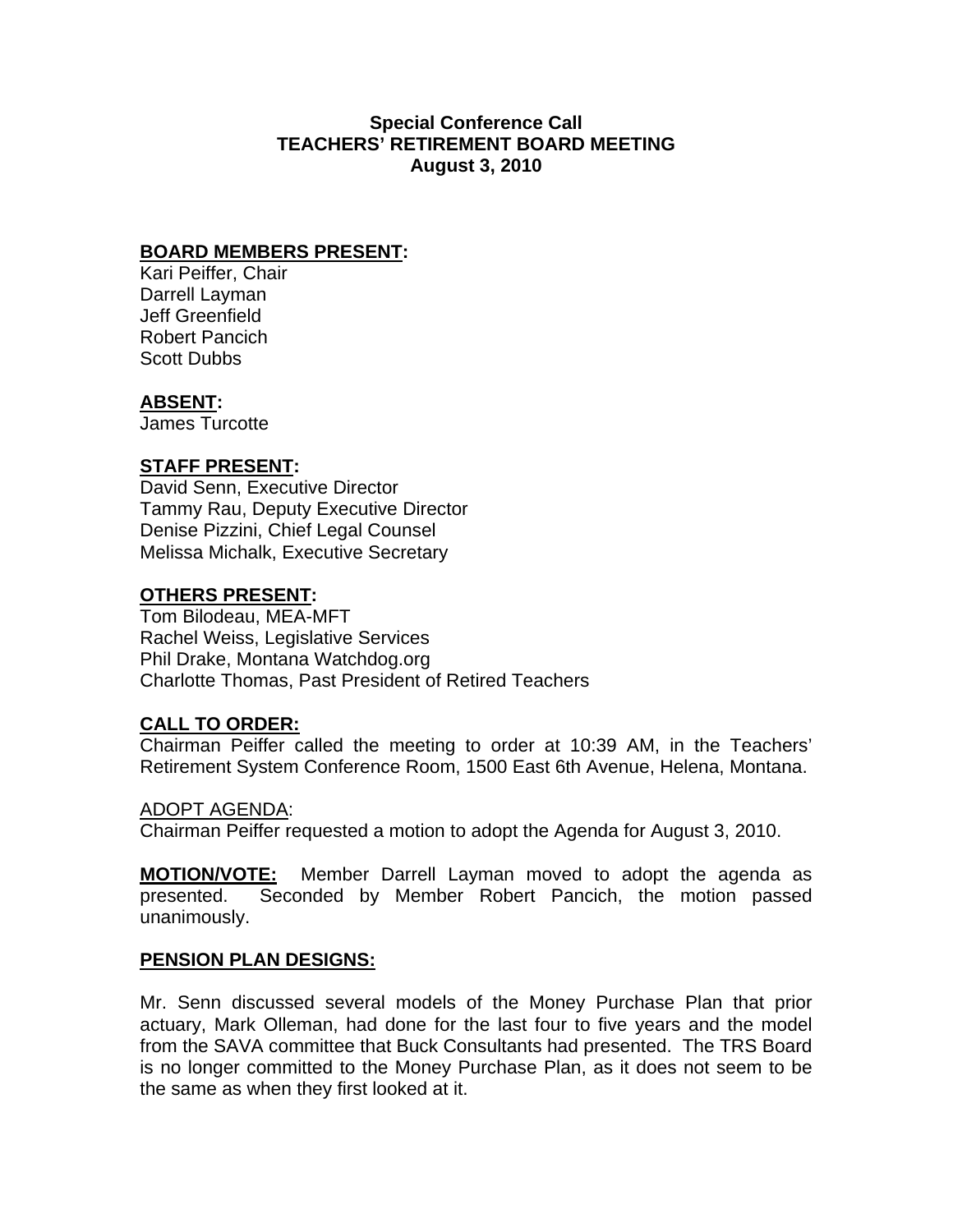**Special Conference Call**
**TEACHERS' RETIREMENT BOARD MEETING**
**August 3, 2010**

**BOARD MEMBERS PRESENT:**
Kari Peiffer, Chair
Darrell Layman
Jeff Greenfield
Robert Pancich
Scott Dubbs

**ABSENT:**
James Turcotte

**STAFF PRESENT:**
David Senn, Executive Director
Tammy Rau, Deputy Executive Director
Denise Pizzini, Chief Legal Counsel
Melissa Michalk, Executive Secretary

**OTHERS PRESENT:**
Tom Bilodeau, MEA-MFT
Rachel Weiss, Legislative Services
Phil Drake, Montana Watchdog.org
Charlotte Thomas, Past President of Retired Teachers

**CALL TO ORDER:**
Chairman Peiffer called the meeting to order at 10:39 AM, in the Teachers' Retirement System Conference Room, 1500 East 6th Avenue, Helena, Montana.

ADOPT AGENDA:
Chairman Peiffer requested a motion to adopt the Agenda for August 3, 2010.

**MOTION/VOTE:** Member Darrell Layman moved to adopt the agenda as presented. Seconded by Member Robert Pancich, the motion passed unanimously.

**PENSION PLAN DESIGNS:**

Mr. Senn discussed several models of the Money Purchase Plan that prior actuary, Mark Olleman, had done for the last four to five years and the model from the SAVA committee that Buck Consultants had presented. The TRS Board is no longer committed to the Money Purchase Plan, as it does not seem to be the same as when they first looked at it.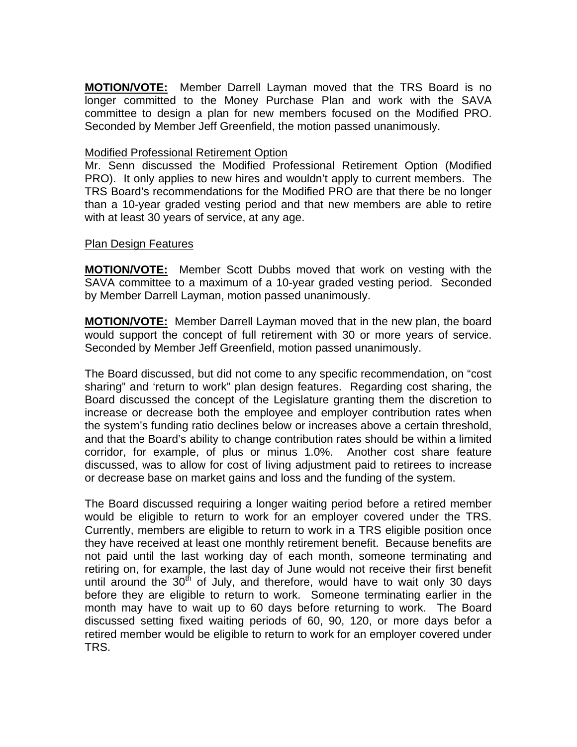**MOTION/VOTE:** Member Darrell Layman moved that the TRS Board is no longer committed to the Money Purchase Plan and work with the SAVA committee to design a plan for new members focused on the Modified PRO. Seconded by Member Jeff Greenfield, the motion passed unanimously.

Modified Professional Retirement Option

Mr. Senn discussed the Modified Professional Retirement Option (Modified PRO). It only applies to new hires and wouldn't apply to current members. The TRS Board's recommendations for the Modified PRO are that there be no longer than a 10-year graded vesting period and that new members are able to retire with at least 30 years of service, at any age.

Plan Design Features

**MOTION/VOTE:** Member Scott Dubbs moved that work on vesting with the SAVA committee to a maximum of a 10-year graded vesting period. Seconded by Member Darrell Layman, motion passed unanimously.

**MOTION/VOTE:** Member Darrell Layman moved that in the new plan, the board would support the concept of full retirement with 30 or more years of service. Seconded by Member Jeff Greenfield, motion passed unanimously.

The Board discussed, but did not come to any specific recommendation, on "cost sharing" and 'return to work" plan design features. Regarding cost sharing, the Board discussed the concept of the Legislature granting them the discretion to increase or decrease both the employee and employer contribution rates when the system's funding ratio declines below or increases above a certain threshold, and that the Board's ability to change contribution rates should be within a limited corridor, for example, of plus or minus 1.0%. Another cost share feature discussed, was to allow for cost of living adjustment paid to retirees to increase or decrease base on market gains and loss and the funding of the system.

The Board discussed requiring a longer waiting period before a retired member would be eligible to return to work for an employer covered under the TRS. Currently, members are eligible to return to work in a TRS eligible position once they have received at least one monthly retirement benefit. Because benefits are not paid until the last working day of each month, someone terminating and retiring on, for example, the last day of June would not receive their first benefit until around the 30th of July, and therefore, would have to wait only 30 days before they are eligible to return to work. Someone terminating earlier in the month may have to wait up to 60 days before returning to work. The Board discussed setting fixed waiting periods of 60, 90, 120, or more days befor a retired member would be eligible to return to work for an employer covered under TRS.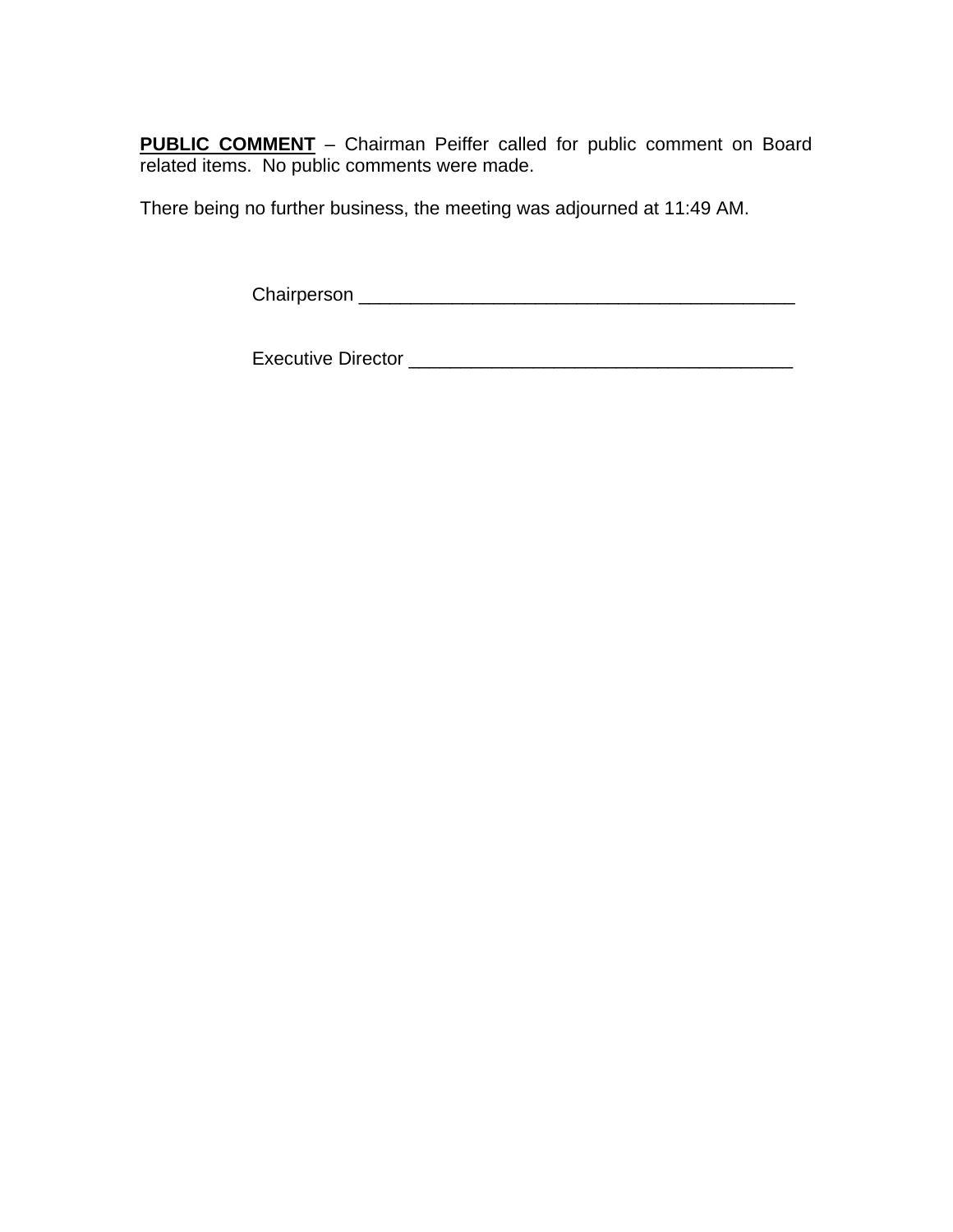**PUBLIC COMMENT** – Chairman Peiffer called for public comment on Board related items. No public comments were made.

There being no further business, the meeting was adjourned at 11:49 AM.

Chairperson ___________________________________________

Executive Director ______________________________________